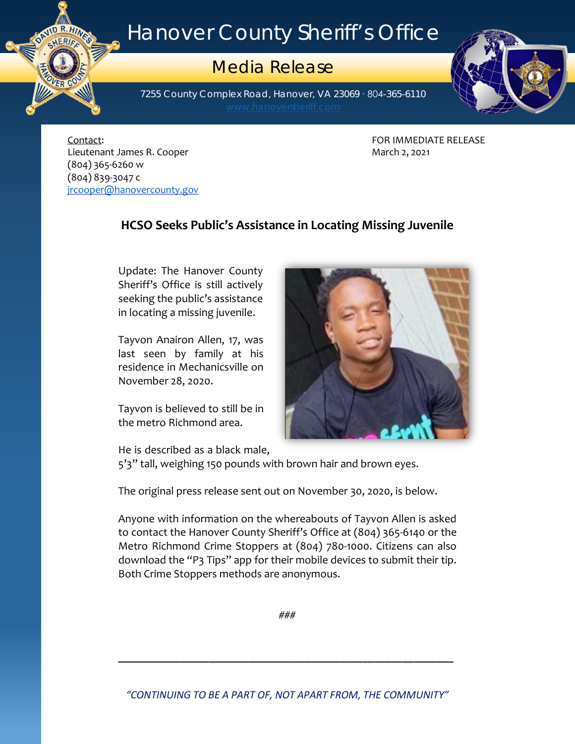# Hanover County Sheriff's Office

## Media Release

7255 County Complex Road, Hanover, VA 23069 · 804-365-6110
www.hanoversheriff.com

Contact:
Lieutenant James R. Cooper
(804) 365-6260 w
(804) 839-3047 c
jrcooper@hanovercounty.gov

FOR IMMEDIATE RELEASE
March 2, 2021

### HCSO Seeks Public's Assistance in Locating Missing Juvenile

Update: The Hanover County Sheriff's Office is still actively seeking the public's assistance in locating a missing juvenile.

Tayvon Anairon Allen, 17, was last seen by family at his residence in Mechanicsville on November 28, 2020.

Tayvon is believed to still be in the metro Richmond area.

He is described as a black male, 5'3" tall, weighing 150 pounds with brown hair and brown eyes.

The original press release sent out on November 30, 2020, is below.

Anyone with information on the whereabouts of Tayvon Allen is asked to contact the Hanover County Sheriff's Office at (804) 365-6140 or the Metro Richmond Crime Stoppers at (804) 780-1000. Citizens can also download the "P3 Tips" app for their mobile devices to submit their tip. Both Crime Stoppers methods are anonymous.

###

*"CONTINUING TO BE A PART OF, NOT APART FROM, THE COMMUNITY"*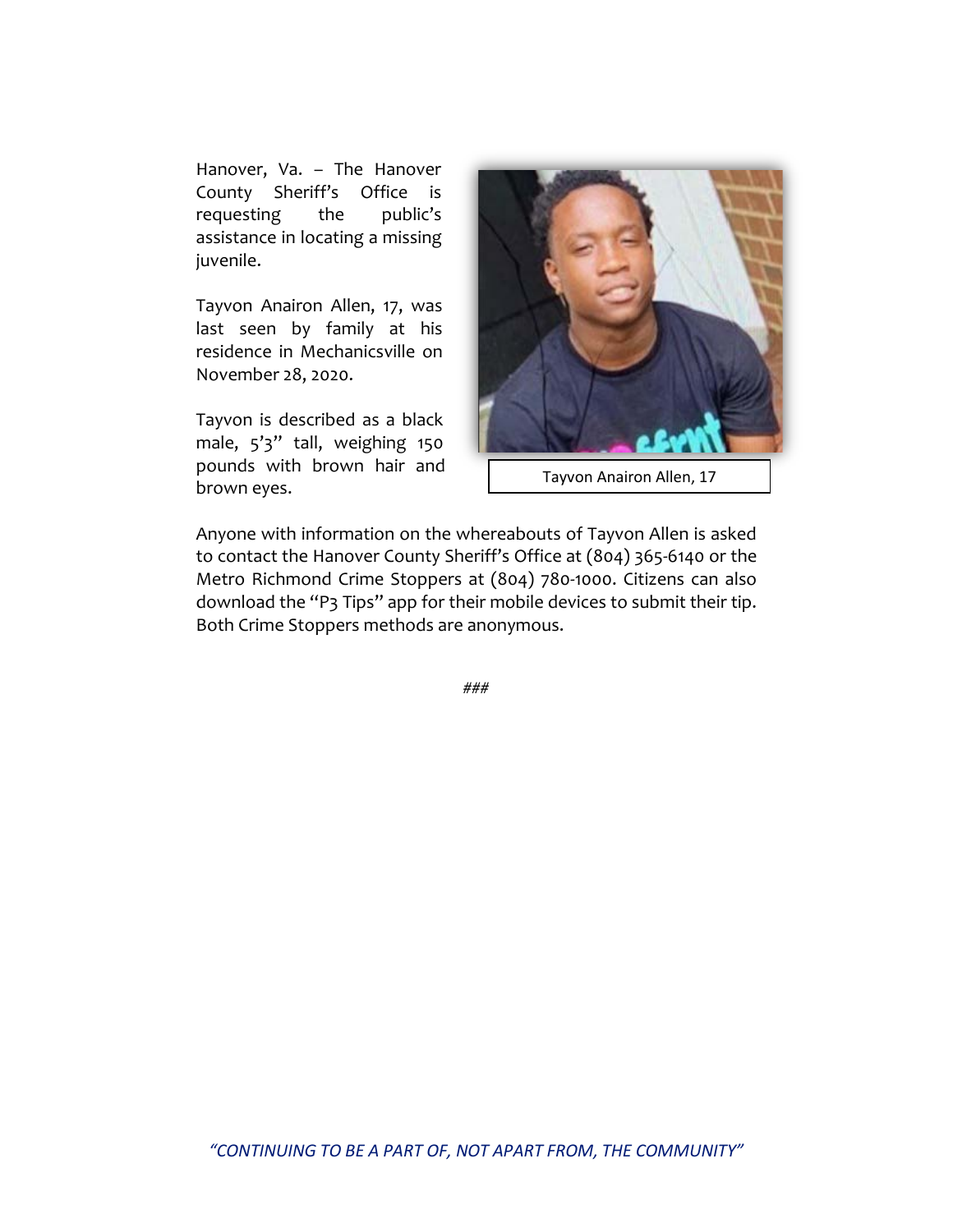Hanover, Va. – The Hanover County Sheriff's Office is requesting the public's assistance in locating a missing juvenile.

Tayvon Anairon Allen, 17, was last seen by family at his residence in Mechanicsville on November 28, 2020.

Tayvon is described as a black male, 5'3" tall, weighing 150 pounds with brown hair and brown eyes.

Tayvon Anairon Allen, 17

Anyone with information on the whereabouts of Tayvon Allen is asked to contact the Hanover County Sheriff's Office at (804) 365-6140 or the Metro Richmond Crime Stoppers at (804) 780-1000. Citizens can also download the "P3 Tips" app for their mobile devices to submit their tip. Both Crime Stoppers methods are anonymous.

###

*"CONTINUING TO BE A PART OF, NOT APART FROM, THE COMMUNITY"*